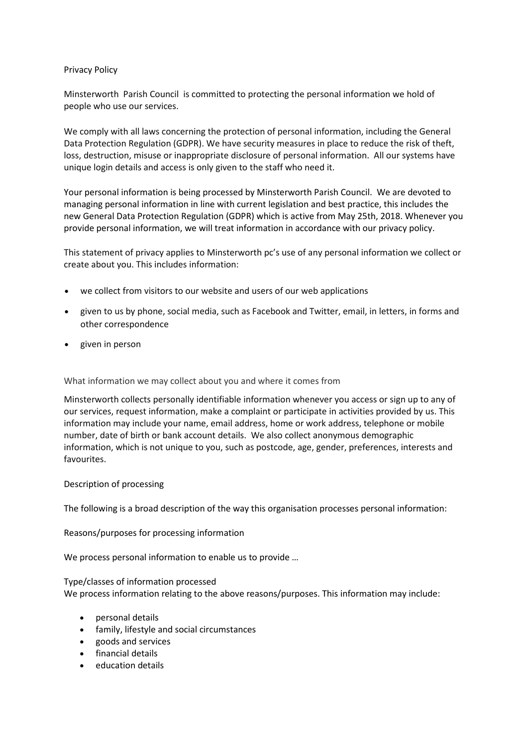# Privacy Policy

Minsterworth  Parish Council  is committed to protecting the personal information we hold of people who use our services.

We comply with all laws concerning the protection of personal information, including the General Data Protection Regulation (GDPR). We have security measures in place to reduce the risk of theft, loss, destruction, misuse or inappropriate disclosure of personal information.  All our systems have unique login details and access is only given to the staff who need it.

Your personal information is being processed by Minsterworth Parish Council.  We are devoted to managing personal information in line with current legislation and best practice, this includes the new General Data Protection Regulation (GDPR) which is active from May 25th, 2018. Whenever you provide personal information, we will treat information in accordance with our privacy policy.

This statement of privacy applies to Minsterworth pc's use of any personal information we collect or create about you. This includes information:

- we collect from visitors to our website and users of our web applications
- given to us by phone, social media, such as Facebook and Twitter, email, in letters, in forms and other correspondence
- given in person

## What information we may collect about you and where it comes from

Minsterworth collects personally identifiable information whenever you access or sign up to any of our services, request information, make a complaint or participate in activities provided by us. This information may include your name, email address, home or work address, telephone or mobile number, date of birth or bank account details.  We also collect anonymous demographic information, which is not unique to you, such as postcode, age, gender, preferences, interests and favourites.

## Description of processing

The following is a broad description of the way this organisation processes personal information:

### Reasons/purposes for processing information

We process personal information to enable us to provide …

### Type/classes of information processed

We process information relating to the above reasons/purposes. This information may include:

- personal details
- family, lifestyle and social circumstances
- goods and services
- financial details
- education details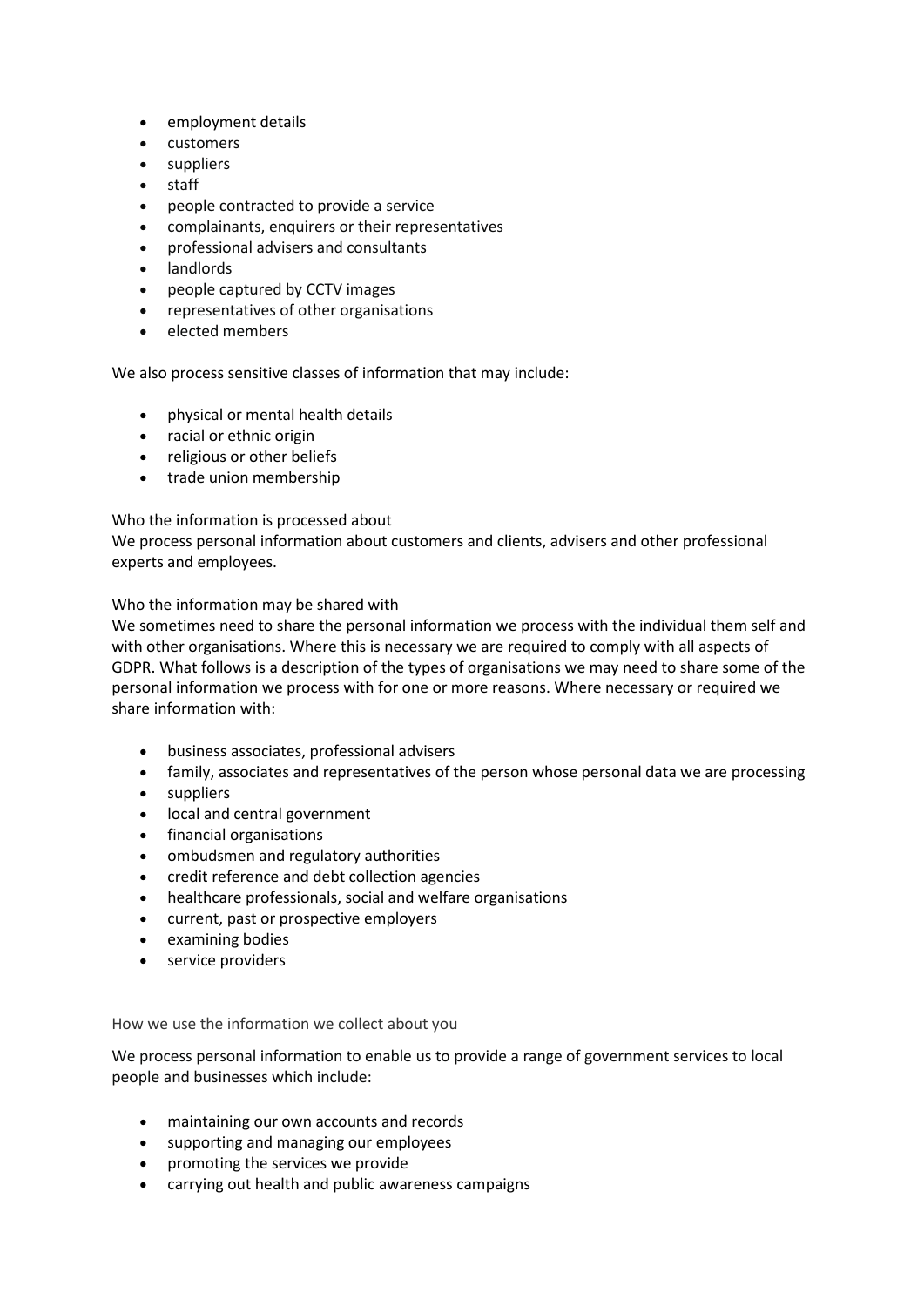- employment details
- customers
- suppliers
- staff
- people contracted to provide a service
- complainants, enquirers or their representatives
- professional advisers and consultants
- landlords
- people captured by CCTV images
- representatives of other organisations
- elected members

We also process sensitive classes of information that may include:

- physical or mental health details
- racial or ethnic origin
- religious or other beliefs
- trade union membership

Who the information is processed about

We process personal information about customers and clients, advisers and other professional experts and employees.

Who the information may be shared with

We sometimes need to share the personal information we process with the individual them self and with other organisations. Where this is necessary we are required to comply with all aspects of GDPR. What follows is a description of the types of organisations we may need to share some of the personal information we process with for one or more reasons. Where necessary or required we share information with:

- business associates, professional advisers
- family, associates and representatives of the person whose personal data we are processing
- suppliers
- local and central government
- financial organisations
- ombudsmen and regulatory authorities
- credit reference and debt collection agencies
- healthcare professionals, social and welfare organisations
- current, past or prospective employers
- examining bodies
- service providers

How we use the information we collect about you

We process personal information to enable us to provide a range of government services to local people and businesses which include:

- maintaining our own accounts and records
- supporting and managing our employees
- promoting the services we provide
- carrying out health and public awareness campaigns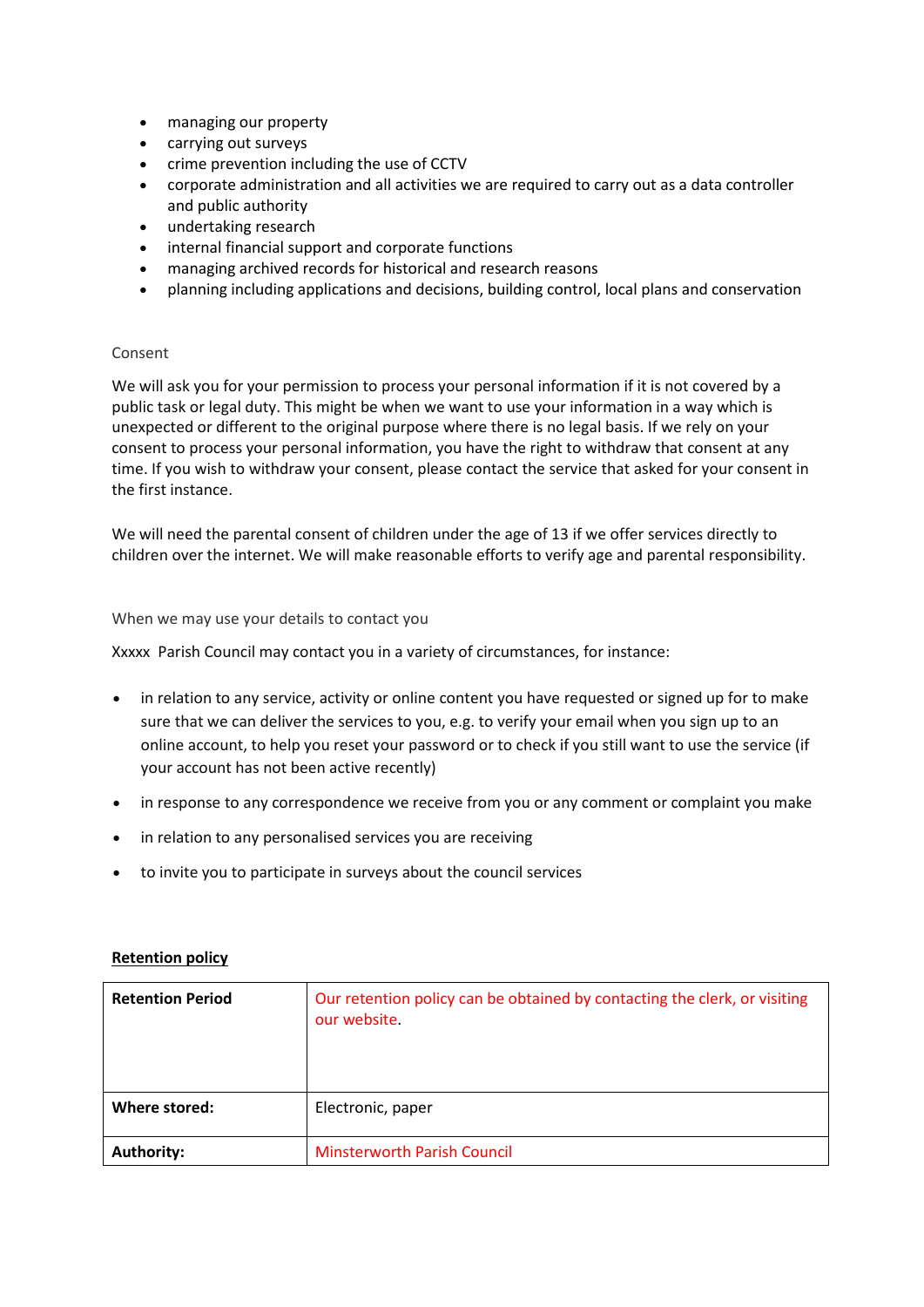- managing our property
- carrying out surveys
- crime prevention including the use of CCTV
- corporate administration and all activities we are required to carry out as a data controller and public authority
- undertaking research
- internal financial support and corporate functions
- managing archived records for historical and research reasons
- planning including applications and decisions, building control, local plans and conservation

### Consent

We will ask you for your permission to process your personal information if it is not covered by a public task or legal duty. This might be when we want to use your information in a way which is unexpected or different to the original purpose where there is no legal basis. If we rely on your consent to process your personal information, you have the right to withdraw that consent at any time. If you wish to withdraw your consent, please contact the service that asked for your consent in the first instance.

We will need the parental consent of children under the age of 13 if we offer services directly to children over the internet. We will make reasonable efforts to verify age and parental responsibility.

### When we may use your details to contact you

Xxxxx Parish Council may contact you in a variety of circumstances, for instance:

- in relation to any service, activity or online content you have requested or signed up for to make sure that we can deliver the services to you, e.g. to verify your email when you sign up to an online account, to help you reset your password or to check if you still want to use the service (if your account has not been active recently)
- in response to any correspondence we receive from you or any comment or complaint you make
- in relation to any personalised services you are receiving
- to invite you to participate in surveys about the council services

## Retention policy

| **Retention Period** | Our retention policy can be obtained by contacting the clerk, or visiting our website. |
|---|---|
| **Where stored:** | Electronic, paper |
| **Authority:** | Minsterworth Parish Council |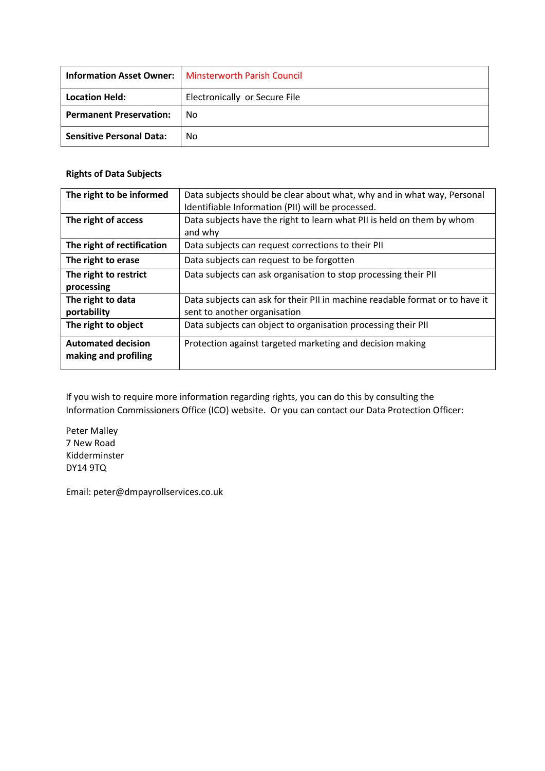| | |
|---|---|
| **Information Asset Owner:** | Minsterworth Parish Council |
| **Location Held:** | Electronically or Secure File |
| **Permanent Preservation:** | No |
| **Sensitive Personal Data:** | No |

**Rights of Data Subjects**

| | |
|---|---|
| **The right to be informed** | Data subjects should be clear about what, why and in what way, Personal Identifiable Information (PII) will be processed. |
| **The right of access** | Data subjects have the right to learn what PII is held on them by whom and why |
| **The right of rectification** | Data subjects can request corrections to their PII |
| **The right to erase** | Data subjects can request to be forgotten |
| **The right to restrict processing** | Data subjects can ask organisation to stop processing their PII |
| **The right to data portability** | Data subjects can ask for their PII in machine readable format or to have it sent to another organisation |
| **The right to object** | Data subjects can object to organisation processing their PII |
| **Automated decision making and profiling** | Protection against targeted marketing and decision making |

If you wish to require more information regarding rights, you can do this by consulting the Information Commissioners Office (ICO) website. Or you can contact our Data Protection Officer:

Peter Malley
7 New Road
Kidderminster
DY14 9TQ

Email: peter@dmpayrollservices.co.uk